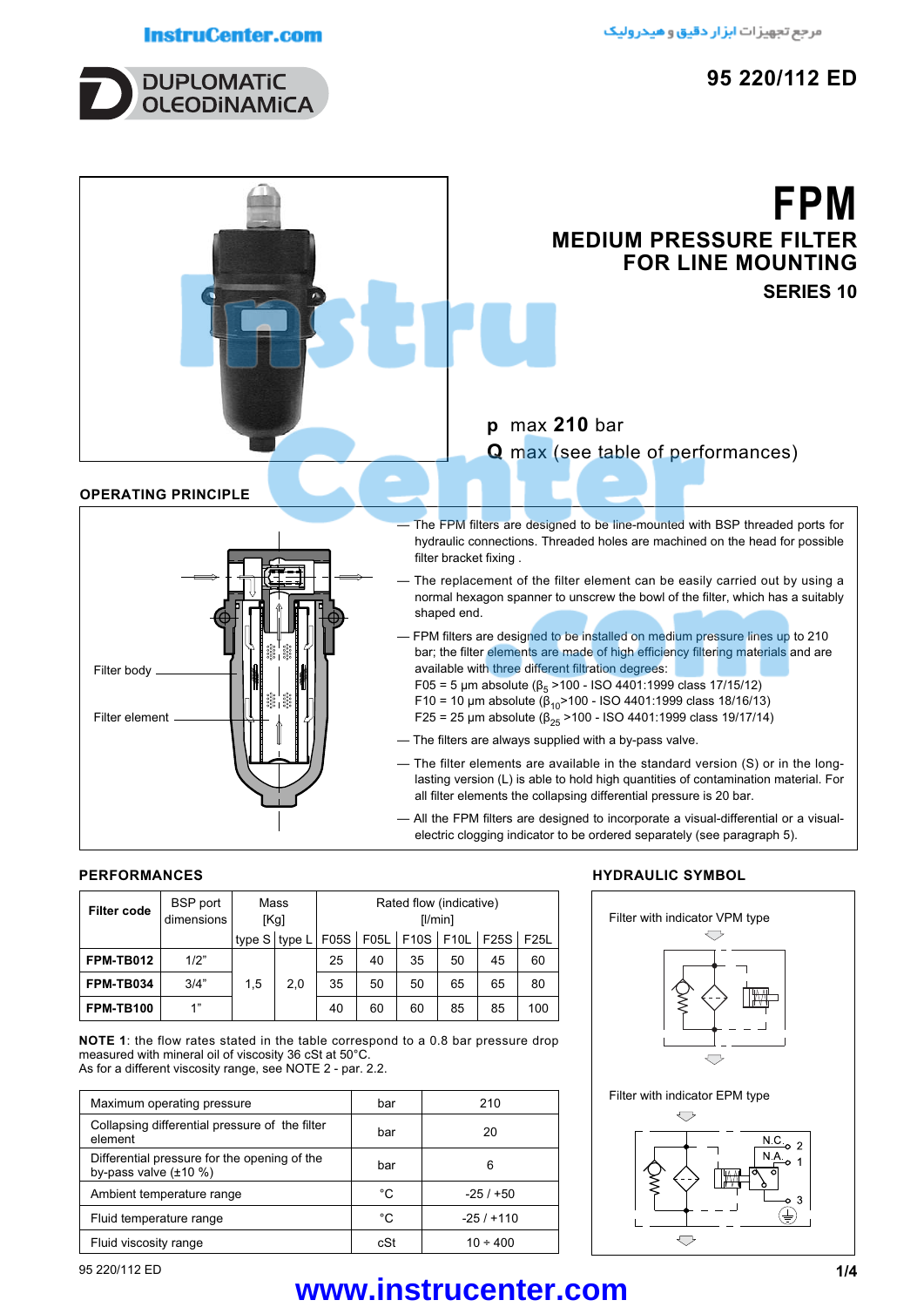95 220/112 ED

# FPM

## MEDIUM PRESSURE FILTER FOR LINE MOUNTING

### SERIES 10

**p** max **210** bar

**Q** max (see table of performances)

## OPERATING PRINCIPLE

Filter body

Filter element

— The FPM filters are designed to be line-mounted with BSP threaded ports for hydraulic connections. Threaded holes are machined on the head for possible filter bracket fixing .

— The replacement of the filter element can be easily carried out by using a normal hexagon spanner to unscrew the bowl of the filter, which has a suitably shaped end.

— FPM filters are designed to be installed on medium pressure lines up to 210 bar; the filter elements are made of high efficiency filtering materials and are available with three different filtration degrees:
F05 = 5 µm absolute ($\beta_5$ >100 - ISO 4401:1999 class 17/15/12)
F10 = 10 µm absolute ($\beta_{10}$>100 - ISO 4401:1999 class 18/16/13)
F25 = 25 µm absolute ($\beta_{25}$ >100 - ISO 4401:1999 class 19/17/14)

— The filters are always supplied with a by-pass valve.

— The filter elements are available in the standard version (S) or in the long-lasting version (L) is able to hold high quantities of contamination material. For all filter elements the collapsing differential pressure is 20 bar.

— All the FPM filters are designed to incorporate a visual-differential or a visual-electric clogging indicator to be ordered separately (see paragraph 5).

## PERFORMANCES

| Filter code | BSP port dimensions | Mass [Kg] | | Rated flow (indicative) [l/min] | | | | | |
|---|---|---|---|---|---|---|---|---|---|
| | | type S | type L | F05S | F05L | F10S | F10L | F25S | F25L |
| **FPM-TB012** | 1/2" | 1,5 | 2,0 | 25 | 40 | 35 | 50 | 45 | 60 |
| **FPM-TB034** | 3/4" | 1,5 | 2,0 | 35 | 50 | 50 | 65 | 65 | 80 |
| **FPM-TB100** | 1" | 1,5 | 2,0 | 40 | 60 | 60 | 85 | 85 | 100 |

**NOTE 1**: the flow rates stated in the table correspond to a 0.8 bar pressure drop measured with mineral oil of viscosity 36 cSt at 50°C.
As for a different viscosity range, see NOTE 2 - par. 2.2.

| | | |
|---|---|---|
| Maximum operating pressure | bar | 210 |
| Collapsing differential pressure of the filter element | bar | 20 |
| Differential pressure for the opening of the by-pass valve (±10 %) | bar | 6 |
| Ambient temperature range | °C | -25 / +50 |
| Fluid temperature range | °C | -25 / +110 |
| Fluid viscosity range | cSt | 10 ÷ 400 |

## HYDRAULIC SYMBOL

Filter with indicator VPM type

Filter with indicator EPM type

N.C. 2
N.A. 1
3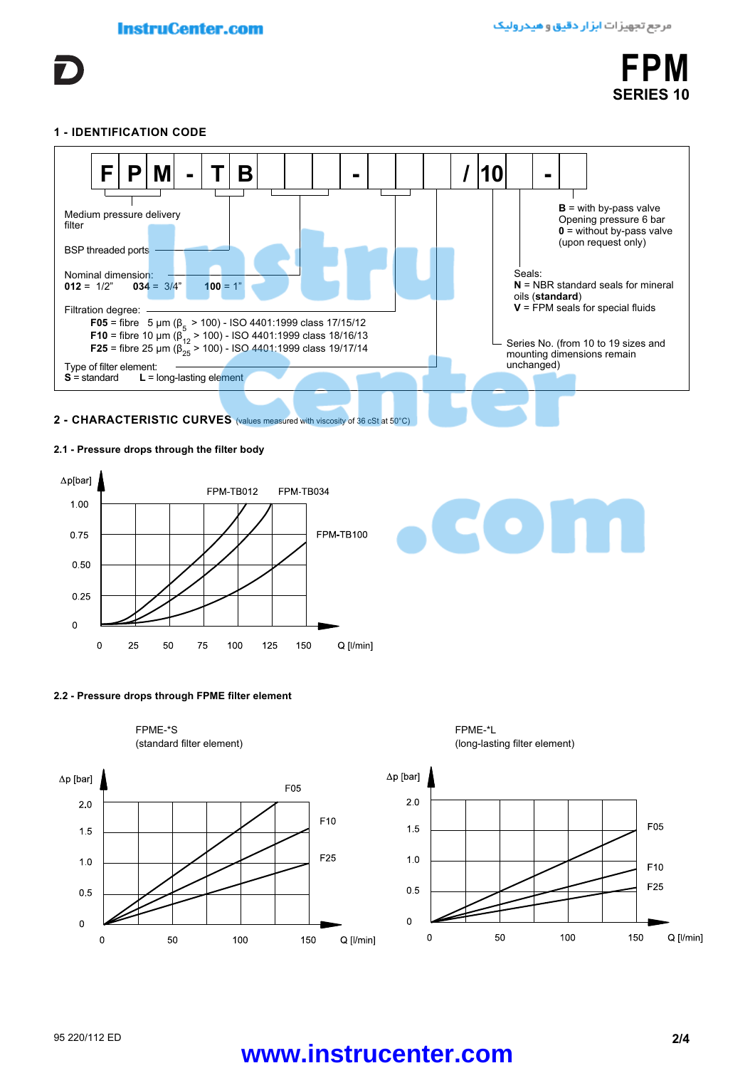# FPM
## SERIES 10

### 1 - IDENTIFICATION CODE

| F | P | M | - | T | B | | | - | | | | / | 10 | | - | |
|---|---|---|---|---|---|---|---|---|---|---|---|---|---|---|---|---|

Medium pressure delivery filter

BSP threaded ports

Nominal dimension:
**012** = 1/2" **034** = 3/4" **100** = 1"

Filtration degree:
- **F05** = fibre 5 µm ($\beta_5$ > 100) - ISO 4401:1999 class 17/15/12
- **F10** = fibre 10 µm ($\beta_{12}$ > 100) - ISO 4401:1999 class 18/16/13
- **F25** = fibre 25 µm ($\beta_{25}$ > 100) - ISO 4401:1999 class 19/17/14

Type of filter element:
**S** = standard **L** = long-lasting element

**B** = with by-pass valve Opening pressure 6 bar
**0** = without by-pass valve (upon request only)

Seals:
**N** = NBR standard seals for mineral oils (**standard**)
**V** = FPM seals for special fluids

Series No. (from 10 to 19 sizes and mounting dimensions remain unchanged)

### 2 - CHARACTERISTIC CURVES (values measured with viscosity of 36 cSt at 50°C)

#### 2.1 - Pressure drops through the filter body

Δp[bar] vs Q [l/min]: curves FPM-TB012, FPM-TB034, FPM-TB100 (Δp 0–1.00 bar; Q 0–150 l/min)

#### 2.2 - Pressure drops through FPME filter element

FPME-*S (standard filter element): Δp [bar] vs Q [l/min], curves F05, F10, F25 (Δp 0–2.0 bar; Q 0–150 l/min)

FPME-*L (long-lasting filter element): Δp [bar] vs Q [l/min], curves F05, F10, F25 (Δp 0–2.0 bar; Q 0–150 l/min)

95 220/112 ED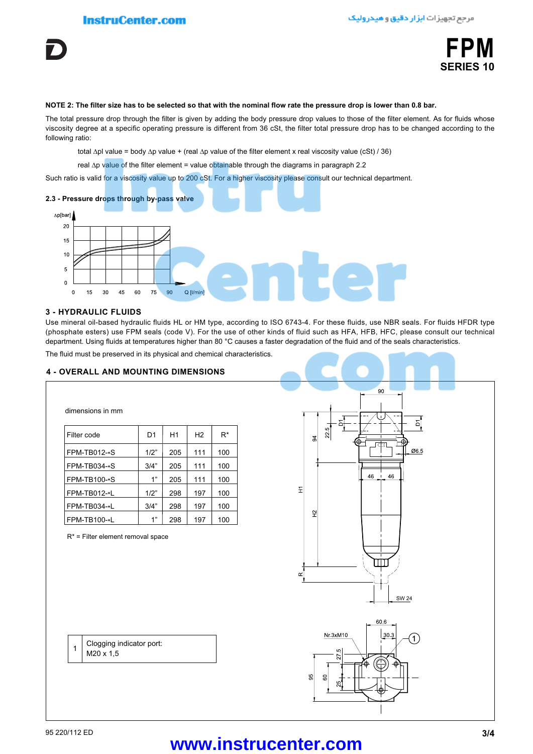**NOTE 2: The filter size has to be selected so that with the nominal flow rate the pressure drop is lower than 0.8 bar.**

The total pressure drop through the filter is given by adding the body pressure drop values to those of the filter element. As for fluids whose viscosity degree at a specific operating pressure is different from 36 cSt, the filter total pressure drop has to be changed according to the following ratio:

total $\Delta$pl value = body $\Delta$p value + (real $\Delta$p value of the filter element x real viscosity value (cSt) / 36)

real $\Delta$p value of the filter element = value obtainable through the diagrams in paragraph 2.2

Such ratio is valid for a viscosity value up to 200 cSt. For a higher viscosity please consult our technical department.

**2.3 - Pressure drops through by-pass valve**

## 3 - HYDRAULIC FLUIDS

Use mineral oil-based hydraulic fluids HL or HM type, according to ISO 6743-4. For these fluids, use NBR seals. For fluids HFDR type (phosphate esters) use FPM seals (code V). For the use of other kinds of fluid such as HFA, HFB, HFC, please consult our technical department. Using fluids at temperatures higher than 80 °C causes a faster degradation of the fluid and of the seals characteristics.

The fluid must be preserved in its physical and chemical characteristics.

## 4 - OVERALL AND MOUNTING DIMENSIONS

dimensions in mm

| Filter code | D1 | H1 | H2 | R* |
|---|---|---|---|---|
| FPM-TB012-*S | 1/2” | 205 | 111 | 100 |
| FPM-TB034-*S | 3/4” | 205 | 111 | 100 |
| FPM-TB100-*S | 1” | 205 | 111 | 100 |
| FPM-TB012-*L | 1/2” | 298 | 197 | 100 |
| FPM-TB034-*L | 3/4” | 298 | 197 | 100 |
| FPM-TB100-*L | 1” | 298 | 197 | 100 |

R* = Filter element removal space

| 1 | Clogging indicator port: M20 x 1,5 |
|---|---|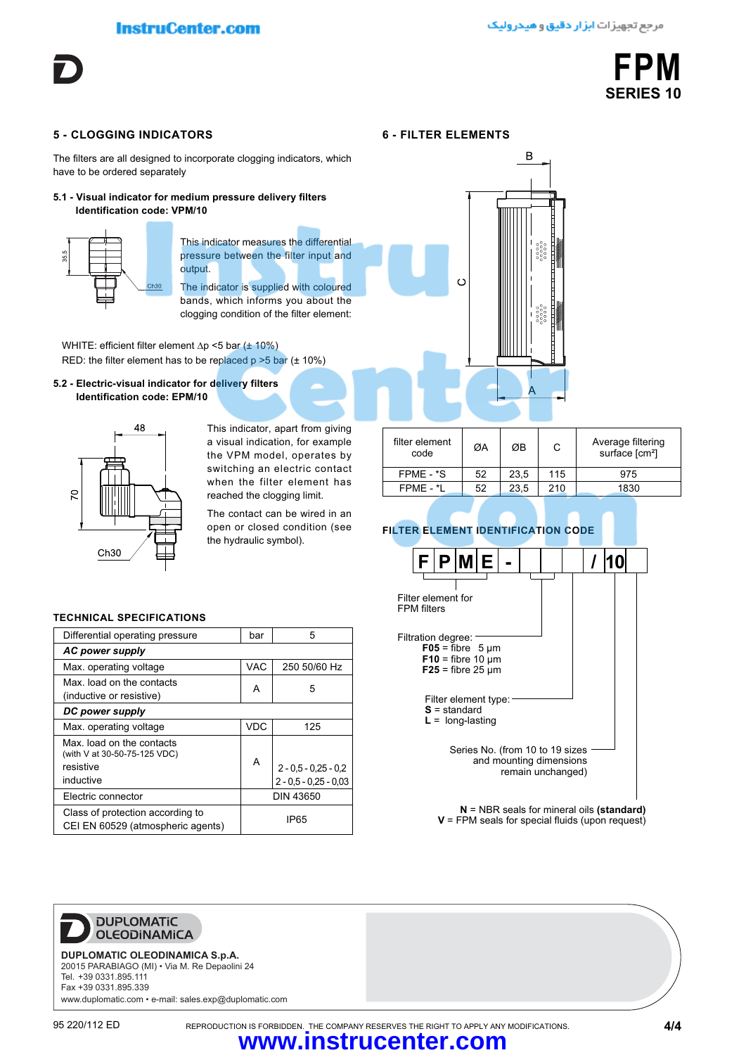# FPM
## SERIES 10

## 5 - CLOGGING INDICATORS

The filters are all designed to incorporate clogging indicators, which have to be ordered separately

### 5.1 - Visual indicator for medium pressure delivery filters
**Identification code: VPM/10**

35.5

Ch30

This indicator measures the differential pressure between the filter input and output.

The indicator is supplied with coloured bands, which informs you about the clogging condition of the filter element:

WHITE: efficient filter element Δp <5 bar (± 10%)

RED: the filter element has to be replaced p >5 bar (± 10%)

### 5.2 - Electric-visual indicator for delivery filters
**Identification code: EPM/10**

48

70

Ch30

This indicator, apart from giving a visual indication, for example the VPM model, operates by switching an electric contact when the filter element has reached the clogging limit.

The contact can be wired in an open or closed condition (see the hydraulic symbol).

### TECHNICAL SPECIFICATIONS

| | | |
|---|---|---|
| Differential operating pressure | bar | 5 |
| ***AC power supply*** | | |
| Max. operating voltage | VAC | 250 50/60 Hz |
| Max. load on the contacts (inductive or resistive) | A | 5 |
| ***DC power supply*** | | |
| Max. operating voltage | VDC | 125 |
| Max. load on the contacts (with V at 30-50-75-125 VDC) resistive inductive | A | 2 - 0,5 - 0,25 - 0,2<br>2 - 0,5 - 0,25 - 0,03 |
| Electric connector | DIN 43650 | |
| Class of protection according to CEI EN 60529 (atmospheric agents) | IP65 | |

## 6 - FILTER ELEMENTS

B

C

A

| filter element code | ØA | ØB | C | Average filtering surface [cm²] |
|---|---|---|---|---|
| FPME - *S | 52 | 23,5 | 115 | 975 |
| FPME - *L | 52 | 23,5 | 210 | 1830 |

### FILTER ELEMENT IDENTIFICATION CODE

**F P M E - [ ] [ ] [ ] [ ] / 10 [ ]**

Filter element for FPM filters

Filtration degree:
- **F05** = fibre 5 µm
- **F10** = fibre 10 µm
- **F25** = fibre 25 µm

Filter element type:
- **S** = standard
- **L** = long-lasting

Series No. (from 10 to 19 sizes and mounting dimensions remain unchanged)

**N** = NBR seals for mineral oils **(standard)**
**V** = FPM seals for special fluids (upon request)

---

**DUPLOMATIC OLEODINAMICA S.p.A.**
20015 PARABIAGO (MI) • Via M. Re Depaolini 24
Tel. +39 0331.895.111
Fax +39 0331.895.339
www.duplomatic.com • e-mail: sales.exp@duplomatic.com

95 220/112 ED

REPRODUCTION IS FORBIDDEN. THE COMPANY RESERVES THE RIGHT TO APPLY ANY MODIFICATIONS.